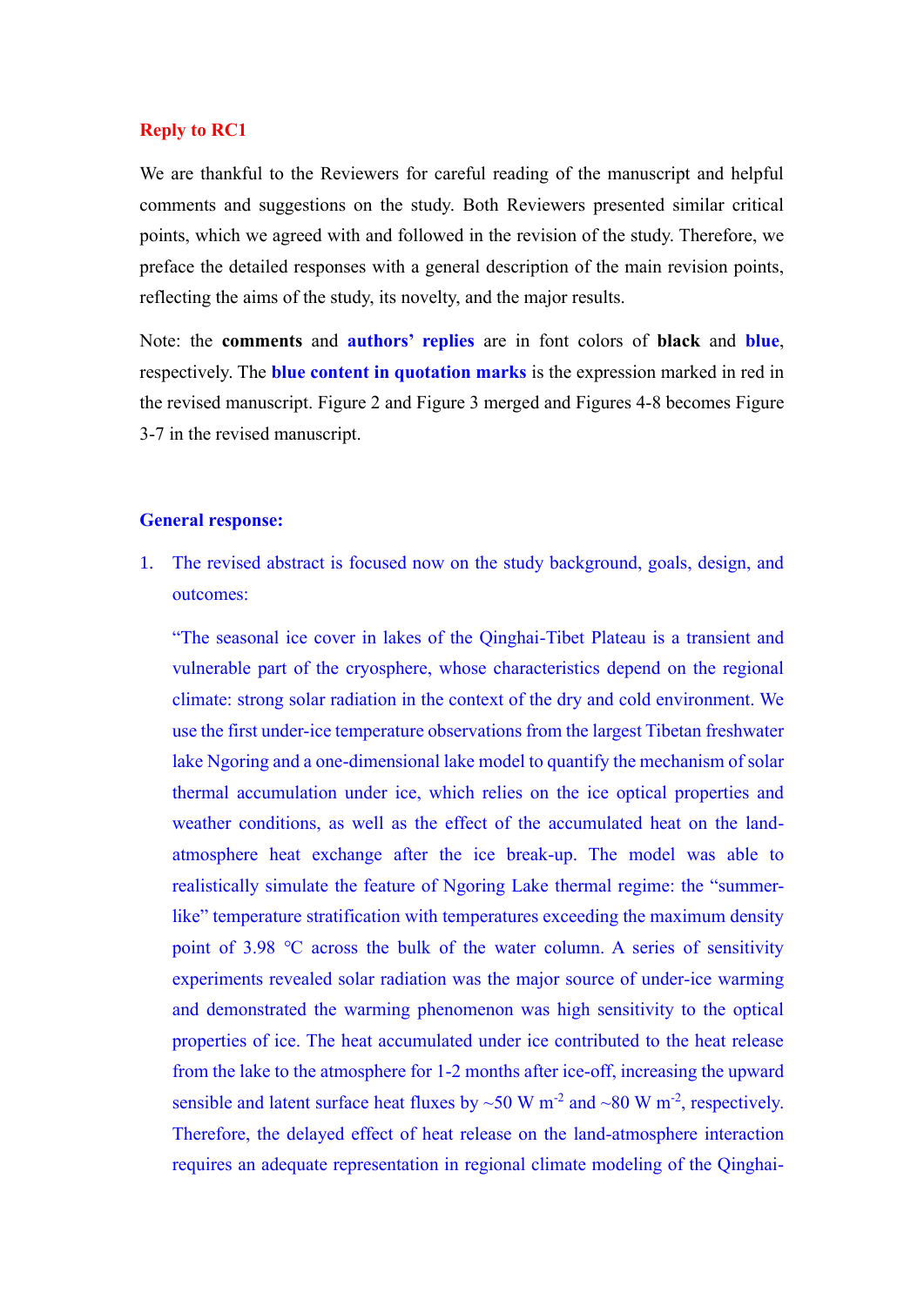**Reply to RC1**

We are thankful to the Reviewers for careful reading of the manuscript and helpful comments and suggestions on the study. Both Reviewers presented similar critical points, which we agreed with and followed in the revision of the study. Therefore, we preface the detailed responses with a general description of the main revision points, reflecting the aims of the study, its novelty, and the major results.

Note: the **comments** and **authors' replies** are in font colors of **black** and **blue**, respectively. The **blue content in quotation marks** is the expression marked in red in the revised manuscript. Figure 2 and Figure 3 merged and Figures 4-8 becomes Figure 3-7 in the revised manuscript.

**General response:**

1. The revised abstract is focused now on the study background, goals, design, and outcomes:

   "The seasonal ice cover in lakes of the Qinghai-Tibet Plateau is a transient and vulnerable part of the cryosphere, whose characteristics depend on the regional climate: strong solar radiation in the context of the dry and cold environment. We use the first under-ice temperature observations from the largest Tibetan freshwater lake Ngoring and a one-dimensional lake model to quantify the mechanism of solar thermal accumulation under ice, which relies on the ice optical properties and weather conditions, as well as the effect of the accumulated heat on the land-atmosphere heat exchange after the ice break-up. The model was able to realistically simulate the feature of Ngoring Lake thermal regime: the "summer-like" temperature stratification with temperatures exceeding the maximum density point of 3.98 ℃ across the bulk of the water column. A series of sensitivity experiments revealed solar radiation was the major source of under-ice warming and demonstrated the warming phenomenon was high sensitivity to the optical properties of ice. The heat accumulated under ice contributed to the heat release from the lake to the atmosphere for 1-2 months after ice-off, increasing the upward sensible and latent surface heat fluxes by ~50 W m$^{-2}$ and ~80 W m$^{-2}$, respectively. Therefore, the delayed effect of heat release on the land-atmosphere interaction requires an adequate representation in regional climate modeling of the Qinghai-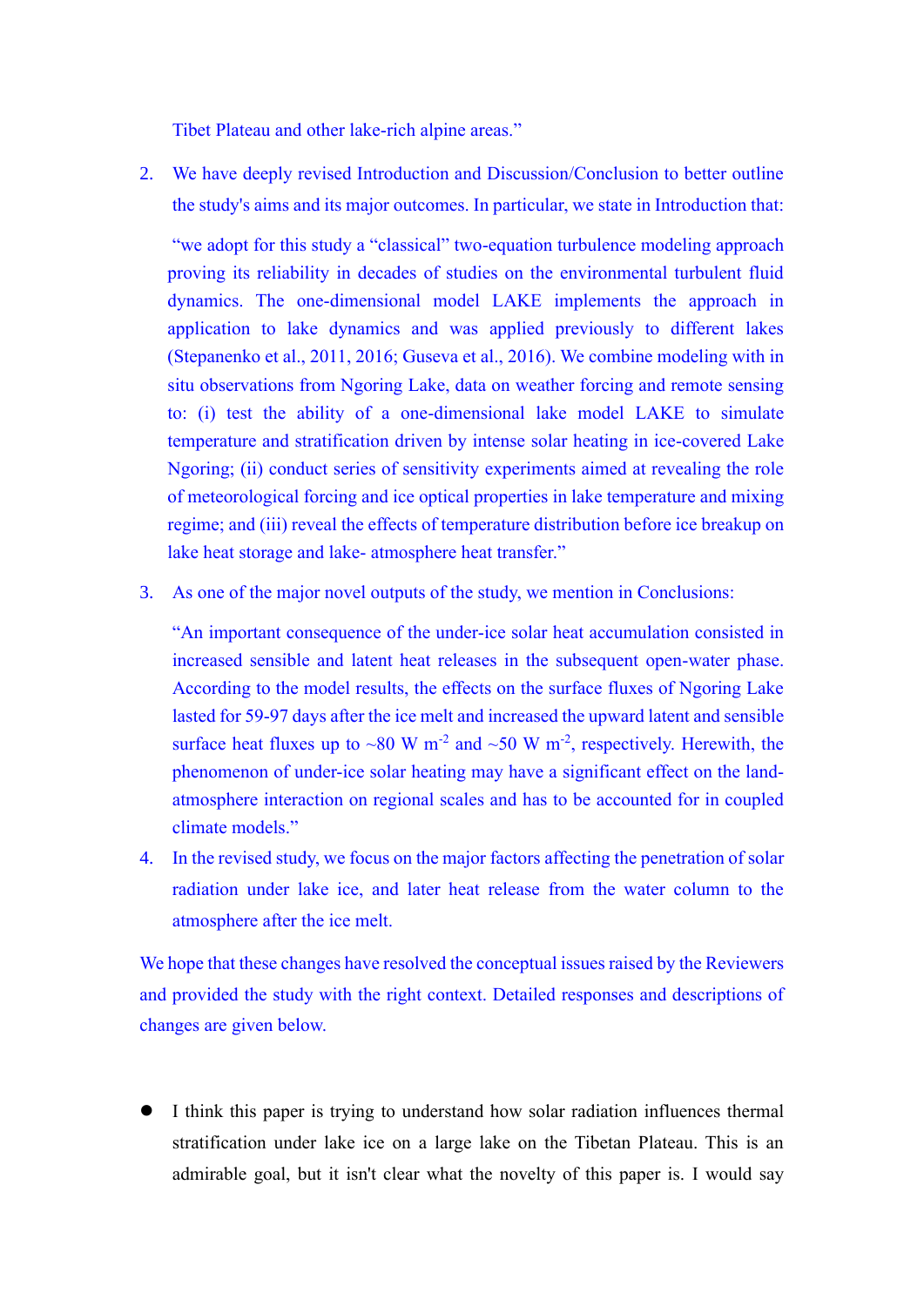Tibet Plateau and other lake-rich alpine areas."

2. We have deeply revised Introduction and Discussion/Conclusion to better outline the study's aims and its major outcomes. In particular, we state in Introduction that:

   "we adopt for this study a "classical" two-equation turbulence modeling approach proving its reliability in decades of studies on the environmental turbulent fluid dynamics. The one-dimensional model LAKE implements the approach in application to lake dynamics and was applied previously to different lakes (Stepanenko et al., 2011, 2016; Guseva et al., 2016). We combine modeling with in situ observations from Ngoring Lake, data on weather forcing and remote sensing to: (i) test the ability of a one-dimensional lake model LAKE to simulate temperature and stratification driven by intense solar heating in ice-covered Lake Ngoring; (ii) conduct series of sensitivity experiments aimed at revealing the role of meteorological forcing and ice optical properties in lake temperature and mixing regime; and (iii) reveal the effects of temperature distribution before ice breakup on lake heat storage and lake- atmosphere heat transfer."

3. As one of the major novel outputs of the study, we mention in Conclusions:

   "An important consequence of the under-ice solar heat accumulation consisted in increased sensible and latent heat releases in the subsequent open-water phase. According to the model results, the effects on the surface fluxes of Ngoring Lake lasted for 59-97 days after the ice melt and increased the upward latent and sensible surface heat fluxes up to ~80 W $m^{-2}$ and ~50 W $m^{-2}$, respectively. Herewith, the phenomenon of under-ice solar heating may have a significant effect on the land-atmosphere interaction on regional scales and has to be accounted for in coupled climate models."

4. In the revised study, we focus on the major factors affecting the penetration of solar radiation under lake ice, and later heat release from the water column to the atmosphere after the ice melt.

We hope that these changes have resolved the conceptual issues raised by the Reviewers and provided the study with the right context. Detailed responses and descriptions of changes are given below.

- I think this paper is trying to understand how solar radiation influences thermal stratification under lake ice on a large lake on the Tibetan Plateau. This is an admirable goal, but it isn't clear what the novelty of this paper is. I would say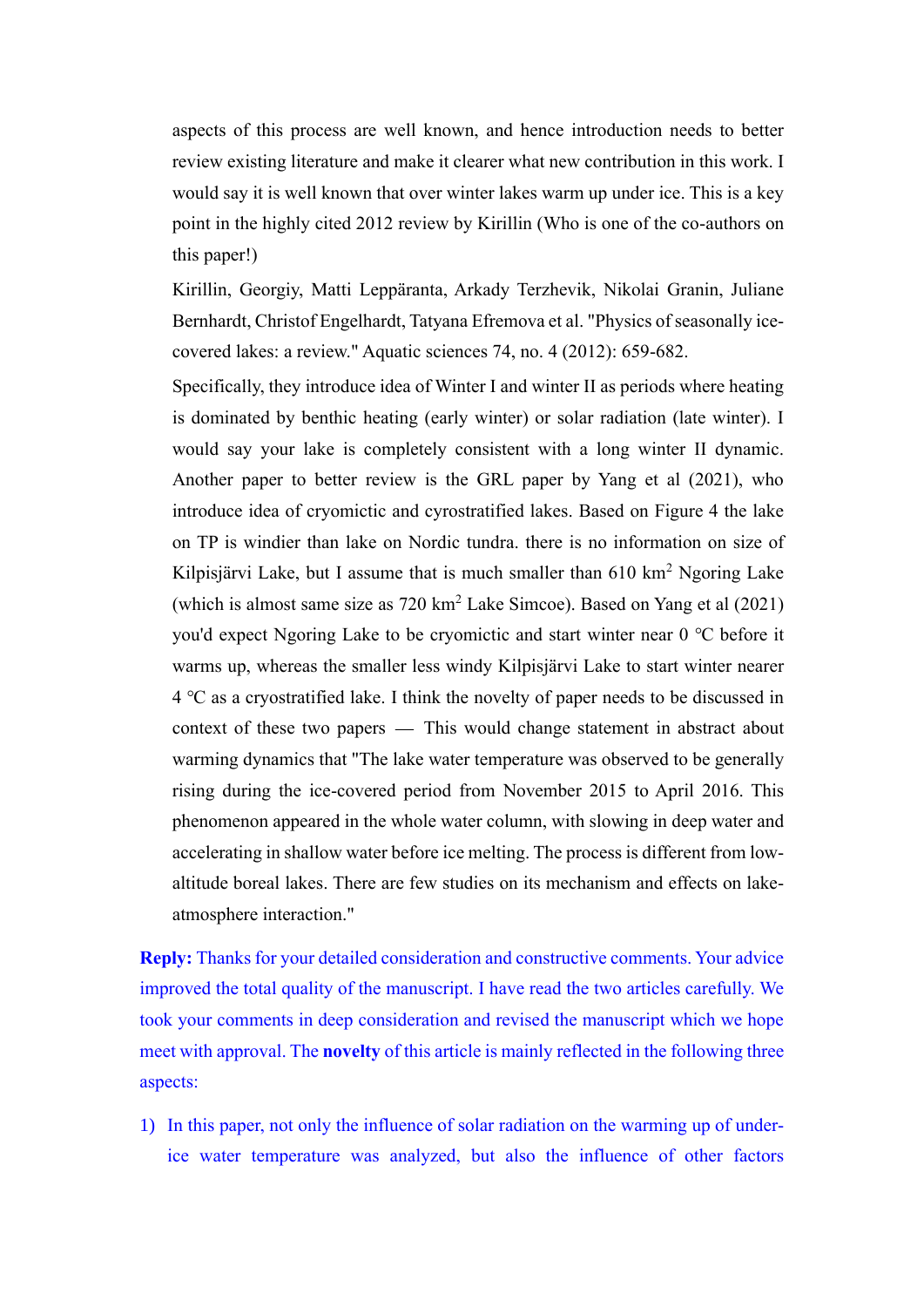aspects of this process are well known, and hence introduction needs to better review existing literature and make it clearer what new contribution in this work. I would say it is well known that over winter lakes warm up under ice. This is a key point in the highly cited 2012 review by Kirillin (Who is one of the co-authors on this paper!)

Kirillin, Georgiy, Matti Leppäranta, Arkady Terzhevik, Nikolai Granin, Juliane Bernhardt, Christof Engelhardt, Tatyana Efremova et al. "Physics of seasonally ice-covered lakes: a review." Aquatic sciences 74, no. 4 (2012): 659-682.

Specifically, they introduce idea of Winter I and winter II as periods where heating is dominated by benthic heating (early winter) or solar radiation (late winter). I would say your lake is completely consistent with a long winter II dynamic. Another paper to better review is the GRL paper by Yang et al (2021), who introduce idea of cryomictic and cyrostratified lakes. Based on Figure 4 the lake on TP is windier than lake on Nordic tundra. there is no information on size of Kilpisjärvi Lake, but I assume that is much smaller than 610 km$^2$ Ngoring Lake (which is almost same size as 720 km$^2$ Lake Simcoe). Based on Yang et al (2021) you'd expect Ngoring Lake to be cryomictic and start winter near 0 ℃ before it warms up, whereas the smaller less windy Kilpisjärvi Lake to start winter nearer 4 ℃ as a cryostratified lake. I think the novelty of paper needs to be discussed in context of these two papers — This would change statement in abstract about warming dynamics that "The lake water temperature was observed to be generally rising during the ice-covered period from November 2015 to April 2016. This phenomenon appeared in the whole water column, with slowing in deep water and accelerating in shallow water before ice melting. The process is different from low-altitude boreal lakes. There are few studies on its mechanism and effects on lake-atmosphere interaction."

**Reply:** Thanks for your detailed consideration and constructive comments. Your advice improved the total quality of the manuscript. I have read the two articles carefully. We took your comments in deep consideration and revised the manuscript which we hope meet with approval. The **novelty** of this article is mainly reflected in the following three aspects:

1) In this paper, not only the influence of solar radiation on the warming up of under-ice water temperature was analyzed, but also the influence of other factors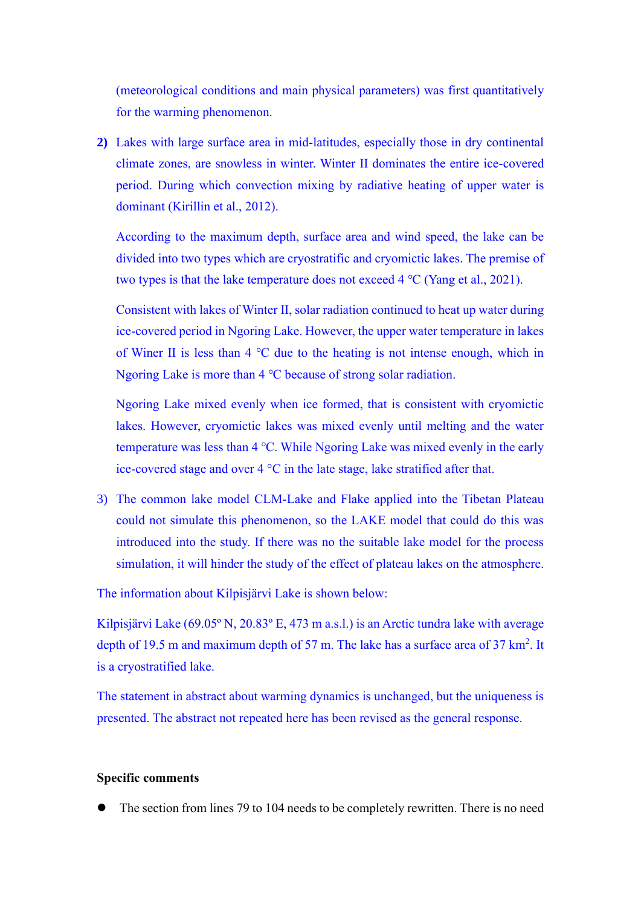(meteorological conditions and main physical parameters) was first quantitatively for the warming phenomenon.

**2)** Lakes with large surface area in mid-latitudes, especially those in dry continental climate zones, are snowless in winter. Winter II dominates the entire ice-covered period. During which convection mixing by radiative heating of upper water is dominant (Kirillin et al., 2012).

According to the maximum depth, surface area and wind speed, the lake can be divided into two types which are cryostratific and cryomictic lakes. The premise of two types is that the lake temperature does not exceed 4 °C (Yang et al., 2021).

Consistent with lakes of Winter II, solar radiation continued to heat up water during ice-covered period in Ngoring Lake. However, the upper water temperature in lakes of Winer II is less than 4 °C due to the heating is not intense enough, which in Ngoring Lake is more than 4 °C because of strong solar radiation.

Ngoring Lake mixed evenly when ice formed, that is consistent with cryomictic lakes. However, cryomictic lakes was mixed evenly until melting and the water temperature was less than 4 °C. While Ngoring Lake was mixed evenly in the early ice-covered stage and over 4 °C in the late stage, lake stratified after that.

3) The common lake model CLM-Lake and Flake applied into the Tibetan Plateau could not simulate this phenomenon, so the LAKE model that could do this was introduced into the study. If there was no the suitable lake model for the process simulation, it will hinder the study of the effect of plateau lakes on the atmosphere.

The information about Kilpisjärvi Lake is shown below:

Kilpisjärvi Lake (69.05º N, 20.83º E, 473 m a.s.l.) is an Arctic tundra lake with average depth of 19.5 m and maximum depth of 57 m. The lake has a surface area of 37 km$^2$. It is a cryostratified lake.

The statement in abstract about warming dynamics is unchanged, but the uniqueness is presented. The abstract not repeated here has been revised as the general response.

**Specific comments**

- The section from lines 79 to 104 needs to be completely rewritten. There is no need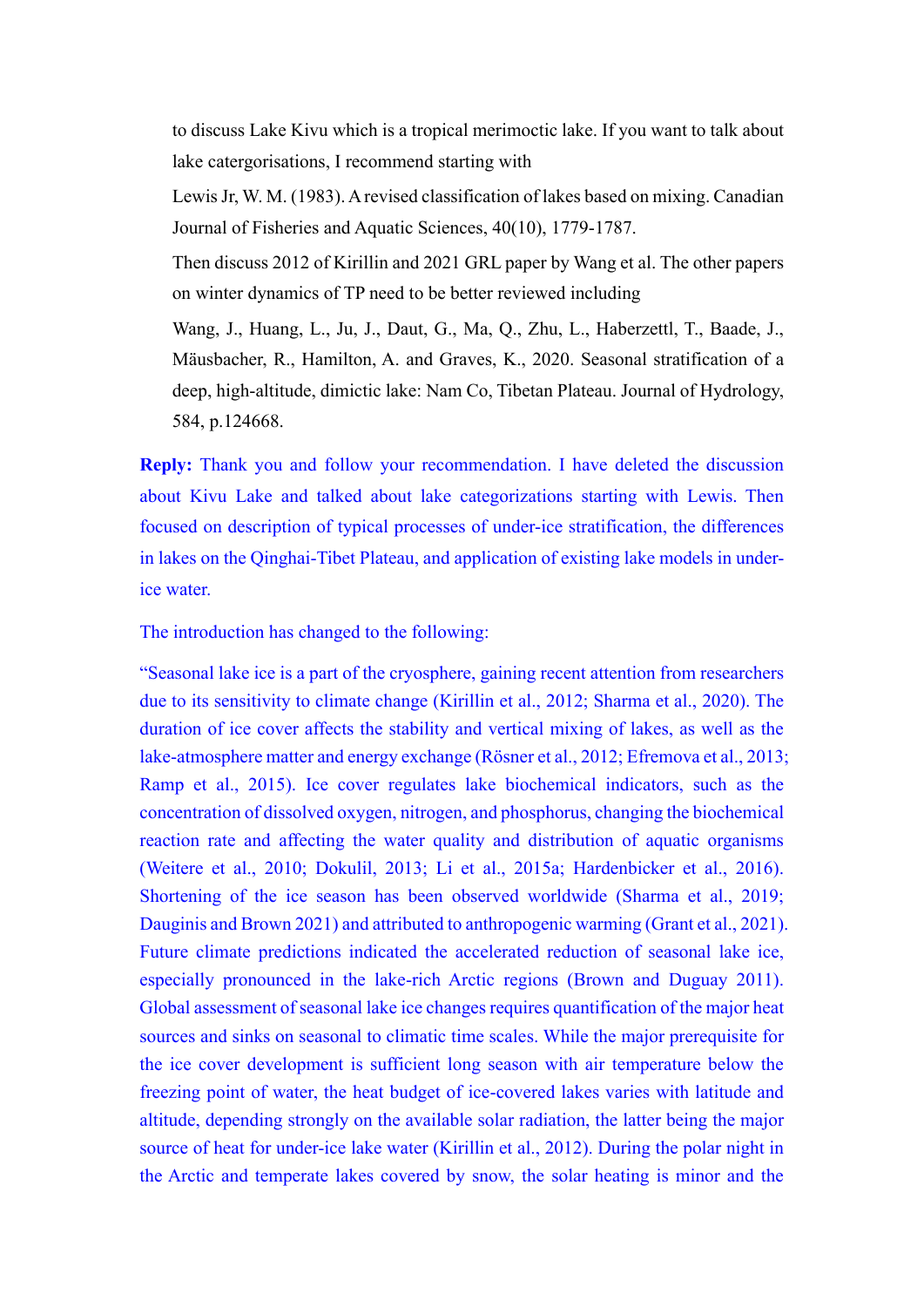to discuss Lake Kivu which is a tropical merimoctic lake. If you want to talk about lake catergorisations, I recommend starting with

Lewis Jr, W. M. (1983). A revised classification of lakes based on mixing. Canadian Journal of Fisheries and Aquatic Sciences, 40(10), 1779-1787.

Then discuss 2012 of Kirillin and 2021 GRL paper by Wang et al. The other papers on winter dynamics of TP need to be better reviewed including

Wang, J., Huang, L., Ju, J., Daut, G., Ma, Q., Zhu, L., Haberzettl, T., Baade, J., Mäusbacher, R., Hamilton, A. and Graves, K., 2020. Seasonal stratification of a deep, high-altitude, dimictic lake: Nam Co, Tibetan Plateau. Journal of Hydrology, 584, p.124668.

**Reply:** Thank you and follow your recommendation. I have deleted the discussion about Kivu Lake and talked about lake categorizations starting with Lewis. Then focused on description of typical processes of under-ice stratification, the differences in lakes on the Qinghai-Tibet Plateau, and application of existing lake models in under-ice water.

The introduction has changed to the following:

"Seasonal lake ice is a part of the cryosphere, gaining recent attention from researchers due to its sensitivity to climate change (Kirillin et al., 2012; Sharma et al., 2020). The duration of ice cover affects the stability and vertical mixing of lakes, as well as the lake-atmosphere matter and energy exchange (Rösner et al., 2012; Efremova et al., 2013; Ramp et al., 2015). Ice cover regulates lake biochemical indicators, such as the concentration of dissolved oxygen, nitrogen, and phosphorus, changing the biochemical reaction rate and affecting the water quality and distribution of aquatic organisms (Weitere et al., 2010; Dokulil, 2013; Li et al., 2015a; Hardenbicker et al., 2016). Shortening of the ice season has been observed worldwide (Sharma et al., 2019; Dauginis and Brown 2021) and attributed to anthropogenic warming (Grant et al., 2021). Future climate predictions indicated the accelerated reduction of seasonal lake ice, especially pronounced in the lake-rich Arctic regions (Brown and Duguay 2011). Global assessment of seasonal lake ice changes requires quantification of the major heat sources and sinks on seasonal to climatic time scales. While the major prerequisite for the ice cover development is sufficient long season with air temperature below the freezing point of water, the heat budget of ice-covered lakes varies with latitude and altitude, depending strongly on the available solar radiation, the latter being the major source of heat for under-ice lake water (Kirillin et al., 2012). During the polar night in the Arctic and temperate lakes covered by snow, the solar heating is minor and the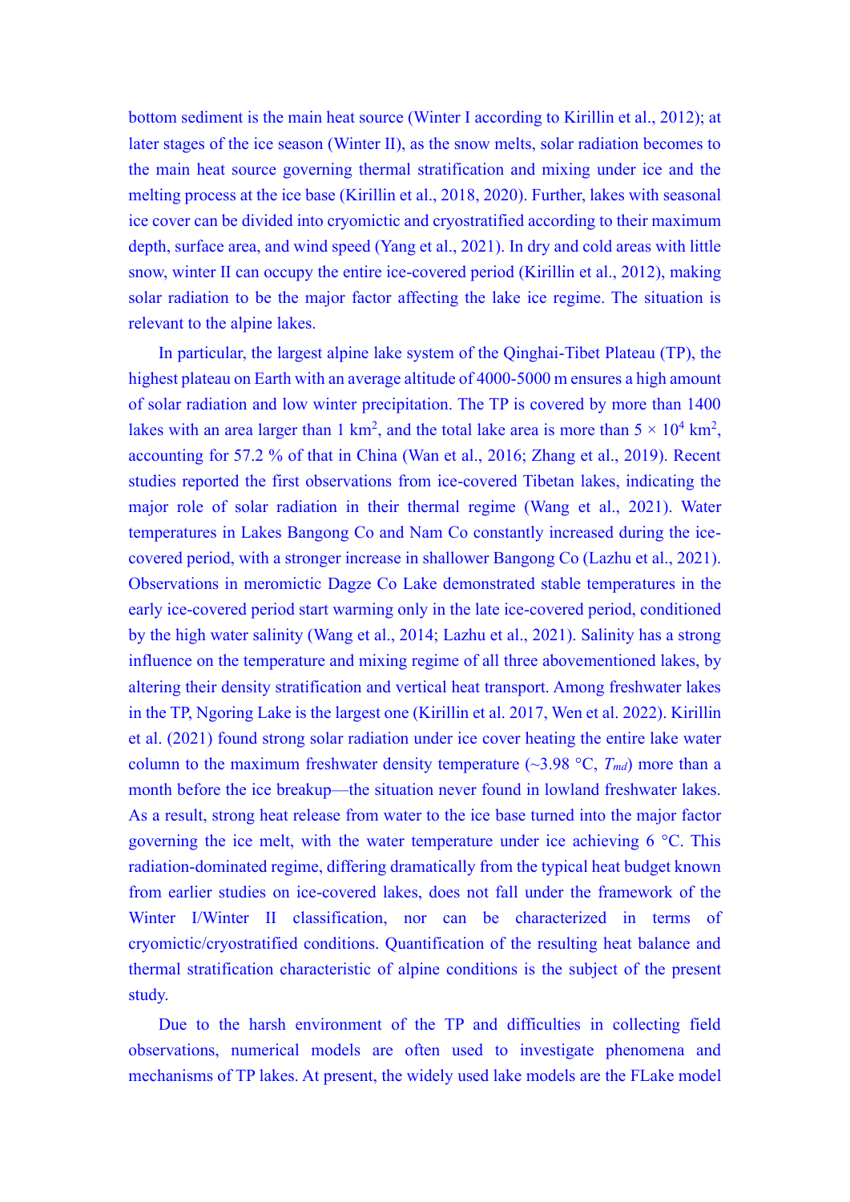bottom sediment is the main heat source (Winter I according to Kirillin et al., 2012); at later stages of the ice season (Winter II), as the snow melts, solar radiation becomes to the main heat source governing thermal stratification and mixing under ice and the melting process at the ice base (Kirillin et al., 2018, 2020). Further, lakes with seasonal ice cover can be divided into cryomictic and cryostratified according to their maximum depth, surface area, and wind speed (Yang et al., 2021). In dry and cold areas with little snow, winter II can occupy the entire ice-covered period (Kirillin et al., 2012), making solar radiation to be the major factor affecting the lake ice regime. The situation is relevant to the alpine lakes.

In particular, the largest alpine lake system of the Qinghai-Tibet Plateau (TP), the highest plateau on Earth with an average altitude of 4000-5000 m ensures a high amount of solar radiation and low winter precipitation. The TP is covered by more than 1400 lakes with an area larger than 1 km$^2$, and the total lake area is more than $5 \times 10^4$ km$^2$, accounting for 57.2 % of that in China (Wan et al., 2016; Zhang et al., 2019). Recent studies reported the first observations from ice-covered Tibetan lakes, indicating the major role of solar radiation in their thermal regime (Wang et al., 2021). Water temperatures in Lakes Bangong Co and Nam Co constantly increased during the ice-covered period, with a stronger increase in shallower Bangong Co (Lazhu et al., 2021). Observations in meromictic Dagze Co Lake demonstrated stable temperatures in the early ice-covered period start warming only in the late ice-covered period, conditioned by the high water salinity (Wang et al., 2014; Lazhu et al., 2021). Salinity has a strong influence on the temperature and mixing regime of all three abovementioned lakes, by altering their density stratification and vertical heat transport. Among freshwater lakes in the TP, Ngoring Lake is the largest one (Kirillin et al. 2017, Wen et al. 2022). Kirillin et al. (2021) found strong solar radiation under ice cover heating the entire lake water column to the maximum freshwater density temperature (~3.98 °C, $T_{md}$) more than a month before the ice breakup—the situation never found in lowland freshwater lakes. As a result, strong heat release from water to the ice base turned into the major factor governing the ice melt, with the water temperature under ice achieving 6 °C. This radiation-dominated regime, differing dramatically from the typical heat budget known from earlier studies on ice-covered lakes, does not fall under the framework of the Winter I/Winter II classification, nor can be characterized in terms of cryomictic/cryostratified conditions. Quantification of the resulting heat balance and thermal stratification characteristic of alpine conditions is the subject of the present study.

Due to the harsh environment of the TP and difficulties in collecting field observations, numerical models are often used to investigate phenomena and mechanisms of TP lakes. At present, the widely used lake models are the FLake model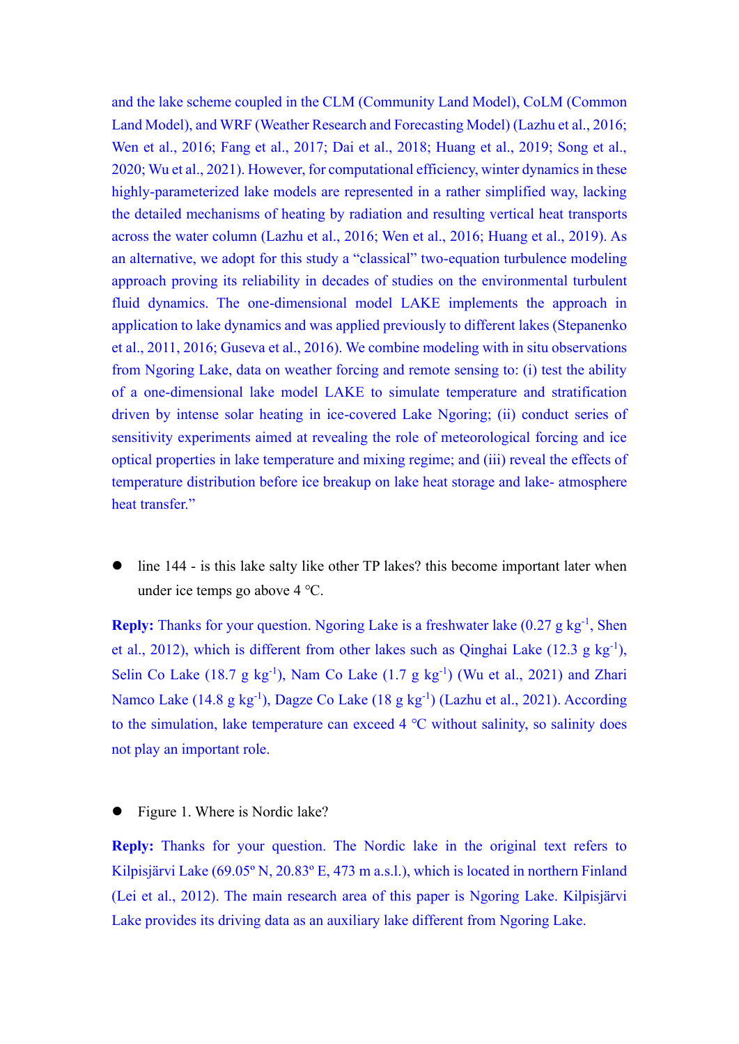and the lake scheme coupled in the CLM (Community Land Model), CoLM (Common Land Model), and WRF (Weather Research and Forecasting Model) (Lazhu et al., 2016; Wen et al., 2016; Fang et al., 2017; Dai et al., 2018; Huang et al., 2019; Song et al., 2020; Wu et al., 2021). However, for computational efficiency, winter dynamics in these highly-parameterized lake models are represented in a rather simplified way, lacking the detailed mechanisms of heating by radiation and resulting vertical heat transports across the water column (Lazhu et al., 2016; Wen et al., 2016; Huang et al., 2019). As an alternative, we adopt for this study a "classical" two-equation turbulence modeling approach proving its reliability in decades of studies on the environmental turbulent fluid dynamics. The one-dimensional model LAKE implements the approach in application to lake dynamics and was applied previously to different lakes (Stepanenko et al., 2011, 2016; Guseva et al., 2016). We combine modeling with in situ observations from Ngoring Lake, data on weather forcing and remote sensing to: (i) test the ability of a one-dimensional lake model LAKE to simulate temperature and stratification driven by intense solar heating in ice-covered Lake Ngoring; (ii) conduct series of sensitivity experiments aimed at revealing the role of meteorological forcing and ice optical properties in lake temperature and mixing regime; and (iii) reveal the effects of temperature distribution before ice breakup on lake heat storage and lake- atmosphere heat transfer."

- line 144 - is this lake salty like other TP lakes? this become important later when under ice temps go above 4 °C.

**Reply:** Thanks for your question. Ngoring Lake is a freshwater lake (0.27 g $kg^{-1}$, Shen et al., 2012), which is different from other lakes such as Qinghai Lake (12.3 g $kg^{-1}$), Selin Co Lake (18.7 g $kg^{-1}$), Nam Co Lake (1.7 g $kg^{-1}$) (Wu et al., 2021) and Zhari Namco Lake (14.8 g $kg^{-1}$), Dagze Co Lake (18 g $kg^{-1}$) (Lazhu et al., 2021). According to the simulation, lake temperature can exceed 4 °C without salinity, so salinity does not play an important role.

- Figure 1. Where is Nordic lake?

**Reply:** Thanks for your question. The Nordic lake in the original text refers to Kilpisjärvi Lake (69.05° N, 20.83° E, 473 m a.s.l.), which is located in northern Finland (Lei et al., 2012). The main research area of this paper is Ngoring Lake. Kilpisjärvi Lake provides its driving data as an auxiliary lake different from Ngoring Lake.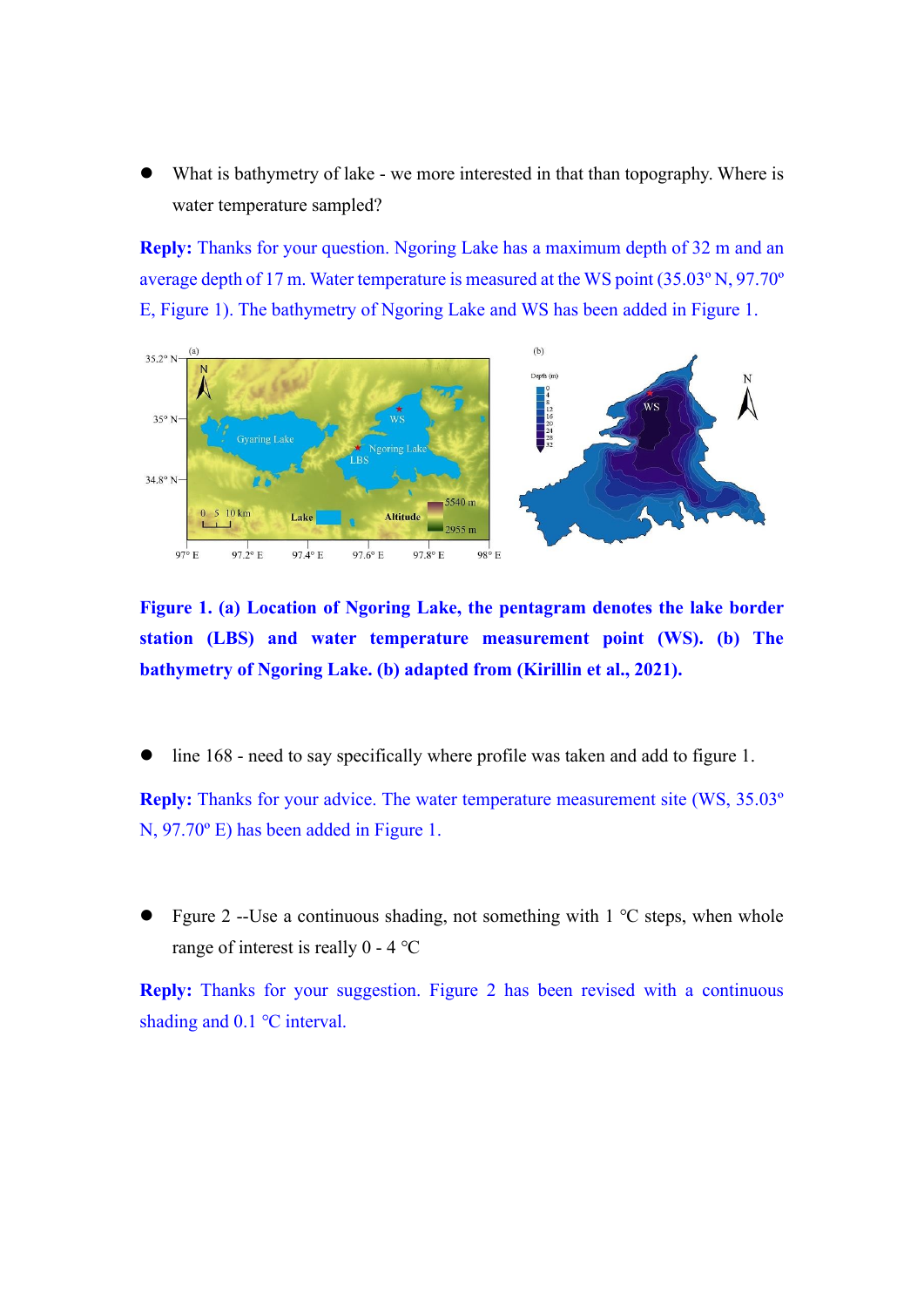- What is bathymetry of lake - we more interested in that than topography. Where is water temperature sampled?

**Reply:** Thanks for your question. Ngoring Lake has a maximum depth of 32 m and an average depth of 17 m. Water temperature is measured at the WS point (35.03º N, 97.70º E, Figure 1). The bathymetry of Ngoring Lake and WS has been added in Figure 1.

**Figure 1. (a) Location of Ngoring Lake, the pentagram denotes the lake border station (LBS) and water temperature measurement point (WS). (b) The bathymetry of Ngoring Lake. (b) adapted from (Kirillin et al., 2021).**

- line 168 - need to say specifically where profile was taken and add to figure 1.

**Reply:** Thanks for your advice. The water temperature measurement site (WS, 35.03º N, 97.70º E) has been added in Figure 1.

- Fgure 2 --Use a continuous shading, not something with 1 °C steps, when whole range of interest is really 0 - 4 °C

**Reply:** Thanks for your suggestion. Figure 2 has been revised with a continuous shading and 0.1 °C interval.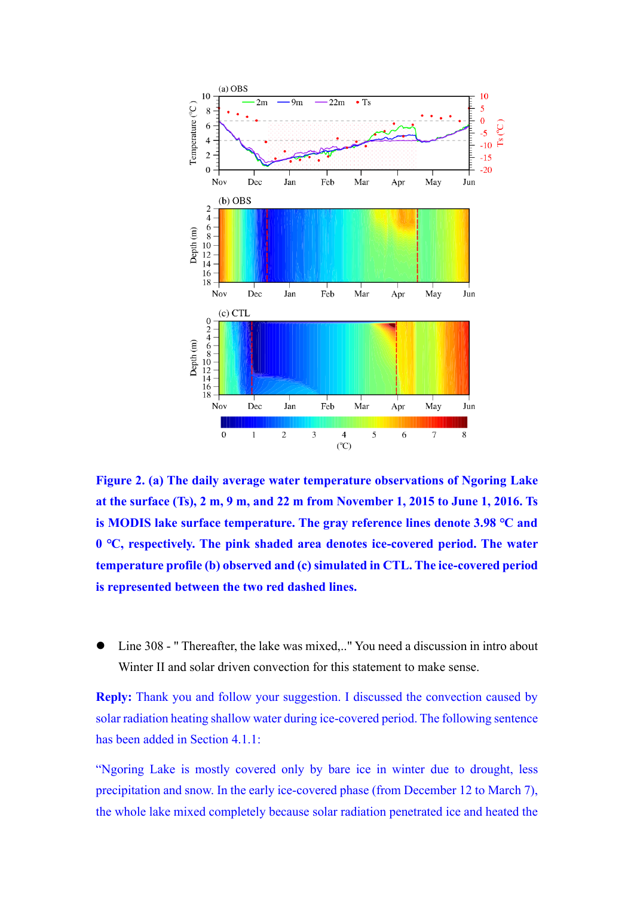**Figure 2. (a) The daily average water temperature observations of Ngoring Lake at the surface (Ts), 2 m, 9 m, and 22 m from November 1, 2015 to June 1, 2016. Ts is MODIS lake surface temperature. The gray reference lines denote 3.98 °C and 0 °C, respectively. The pink shaded area denotes ice-covered period. The water temperature profile (b) observed and (c) simulated in CTL. The ice-covered period is represented between the two red dashed lines.**

- Line 308 - " Thereafter, the lake was mixed,.." You need a discussion in intro about Winter II and solar driven convection for this statement to make sense.

**Reply:** Thank you and follow your suggestion. I discussed the convection caused by solar radiation heating shallow water during ice-covered period. The following sentence has been added in Section 4.1.1:

"Ngoring Lake is mostly covered only by bare ice in winter due to drought, less precipitation and snow. In the early ice-covered phase (from December 12 to March 7), the whole lake mixed completely because solar radiation penetrated ice and heated the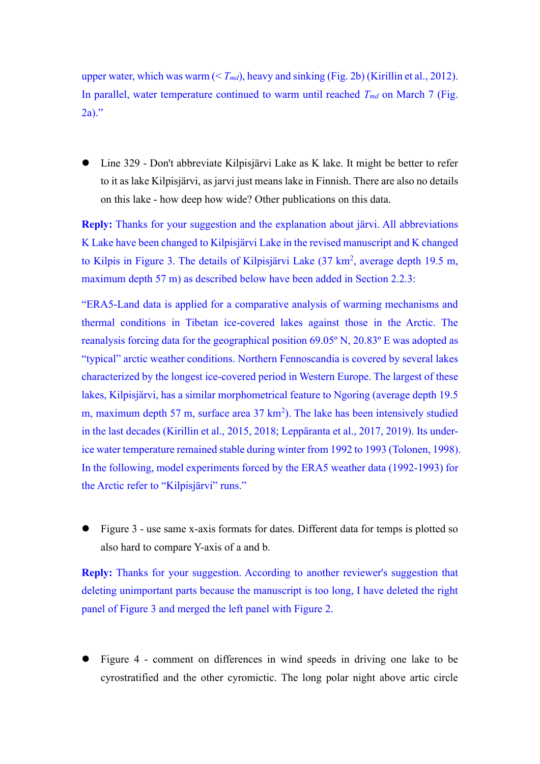upper water, which was warm (< $T_{md}$), heavy and sinking (Fig. 2b) (Kirillin et al., 2012). In parallel, water temperature continued to warm until reached $T_{md}$ on March 7 (Fig. 2a)."

- Line 329 - Don't abbreviate Kilpisjärvi Lake as K lake. It might be better to refer to it as lake Kilpisjärvi, as jarvi just means lake in Finnish. There are also no details on this lake - how deep how wide? Other publications on this data.

**Reply:** Thanks for your suggestion and the explanation about järvi. All abbreviations K Lake have been changed to Kilpisjärvi Lake in the revised manuscript and K changed to Kilpis in Figure 3. The details of Kilpisjärvi Lake (37 km$^2$, average depth 19.5 m, maximum depth 57 m) as described below have been added in Section 2.2.3:

"ERA5-Land data is applied for a comparative analysis of warming mechanisms and thermal conditions in Tibetan ice-covered lakes against those in the Arctic. The reanalysis forcing data for the geographical position 69.05º N, 20.83º E was adopted as "typical" arctic weather conditions. Northern Fennoscandia is covered by several lakes characterized by the longest ice-covered period in Western Europe. The largest of these lakes, Kilpisjärvi, has a similar morphometrical feature to Ngoring (average depth 19.5 m, maximum depth 57 m, surface area 37 km$^2$). The lake has been intensively studied in the last decades (Kirillin et al., 2015, 2018; Leppäranta et al., 2017, 2019). Its under-ice water temperature remained stable during winter from 1992 to 1993 (Tolonen, 1998). In the following, model experiments forced by the ERA5 weather data (1992-1993) for the Arctic refer to "Kilpisjärvi" runs."

- Figure 3 - use same x-axis formats for dates. Different data for temps is plotted so also hard to compare Y-axis of a and b.

**Reply:** Thanks for your suggestion. According to another reviewer's suggestion that deleting unimportant parts because the manuscript is too long, I have deleted the right panel of Figure 3 and merged the left panel with Figure 2.

- Figure 4 - comment on differences in wind speeds in driving one lake to be cyrostratified and the other cyromictic. The long polar night above artic circle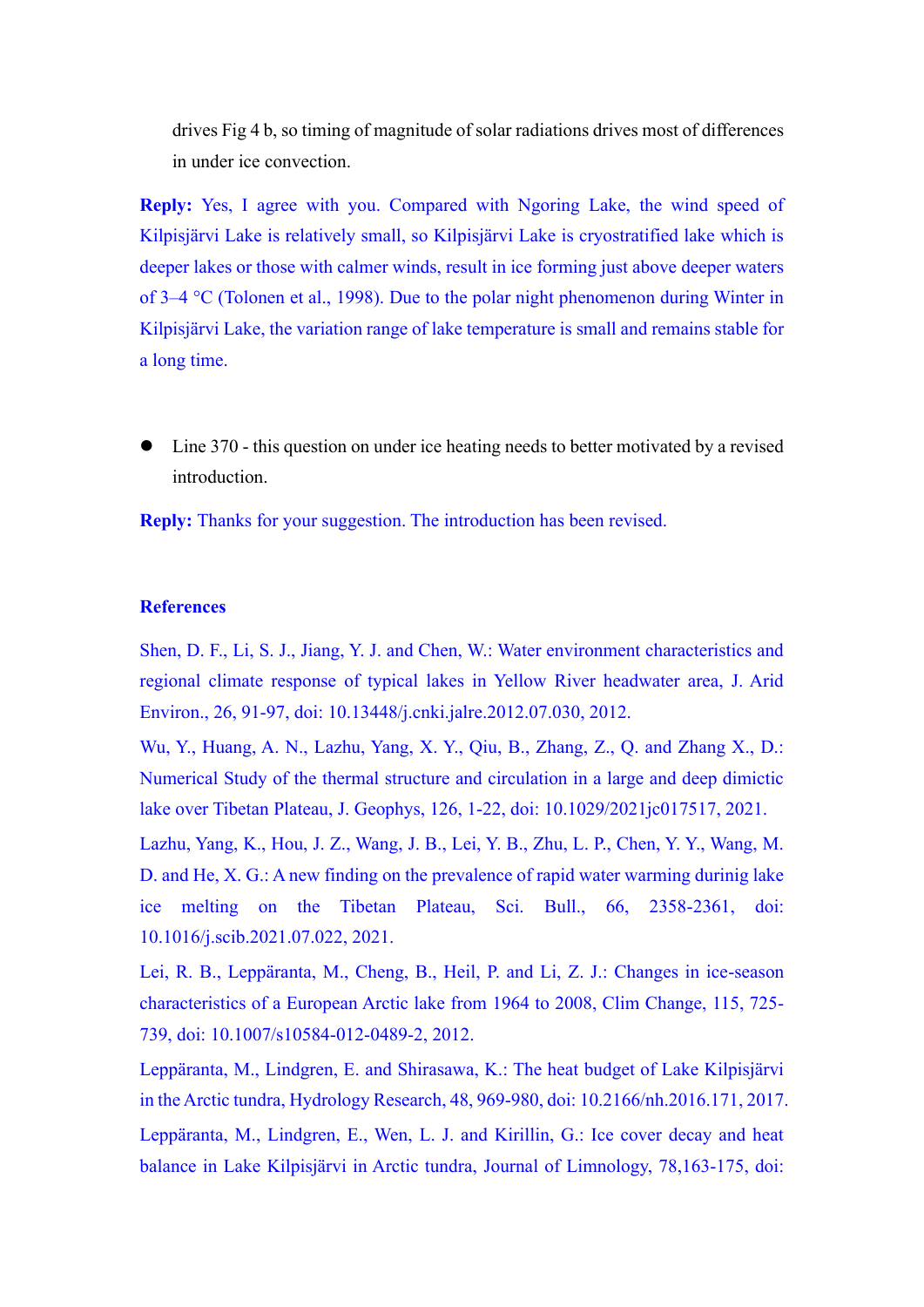drives Fig 4 b, so timing of magnitude of solar radiations drives most of differences in under ice convection.

**Reply:** Yes, I agree with you. Compared with Ngoring Lake, the wind speed of Kilpisjärvi Lake is relatively small, so Kilpisjärvi Lake is cryostratified lake which is deeper lakes or those with calmer winds, result in ice forming just above deeper waters of 3–4 °C (Tolonen et al., 1998). Due to the polar night phenomenon during Winter in Kilpisjärvi Lake, the variation range of lake temperature is small and remains stable for a long time.

- Line 370 - this question on under ice heating needs to better motivated by a revised introduction.

**Reply:** Thanks for your suggestion. The introduction has been revised.

**References**

Shen, D. F., Li, S. J., Jiang, Y. J. and Chen, W.: Water environment characteristics and regional climate response of typical lakes in Yellow River headwater area, J. Arid Environ., 26, 91-97, doi: 10.13448/j.cnki.jalre.2012.07.030, 2012.

Wu, Y., Huang, A. N., Lazhu, Yang, X. Y., Qiu, B., Zhang, Z., Q. and Zhang X., D.: Numerical Study of the thermal structure and circulation in a large and deep dimictic lake over Tibetan Plateau, J. Geophys, 126, 1-22, doi: 10.1029/2021jc017517, 2021.

Lazhu, Yang, K., Hou, J. Z., Wang, J. B., Lei, Y. B., Zhu, L. P., Chen, Y. Y., Wang, M. D. and He, X. G.: A new finding on the prevalence of rapid water warming durinig lake ice melting on the Tibetan Plateau, Sci. Bull., 66, 2358-2361, doi: 10.1016/j.scib.2021.07.022, 2021.

Lei, R. B., Leppäranta, M., Cheng, B., Heil, P. and Li, Z. J.: Changes in ice-season characteristics of a European Arctic lake from 1964 to 2008, Clim Change, 115, 725-739, doi: 10.1007/s10584-012-0489-2, 2012.

Leppäranta, M., Lindgren, E. and Shirasawa, K.: The heat budget of Lake Kilpisjärvi in the Arctic tundra, Hydrology Research, 48, 969-980, doi: 10.2166/nh.2016.171, 2017.

Leppäranta, M., Lindgren, E., Wen, L. J. and Kirillin, G.: Ice cover decay and heat balance in Lake Kilpisjärvi in Arctic tundra, Journal of Limnology, 78,163-175, doi: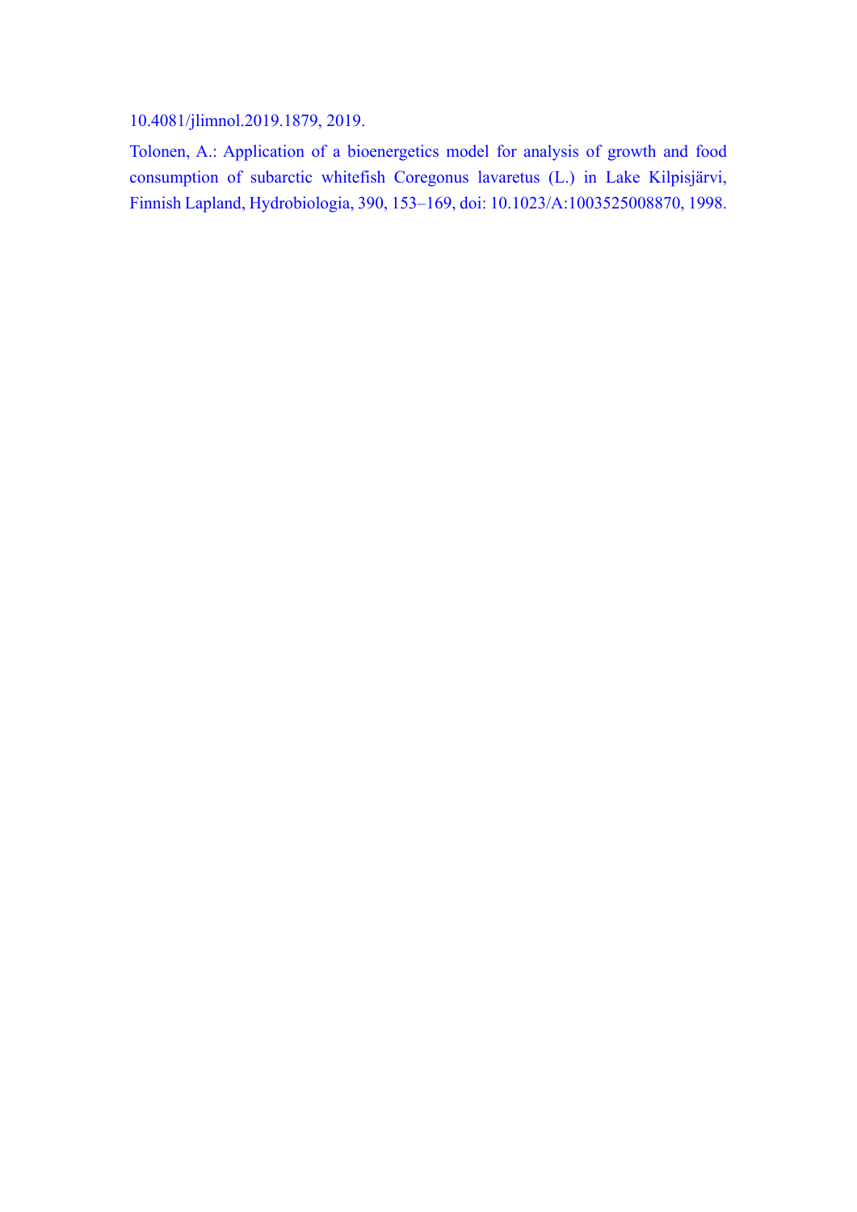10.4081/jlimnol.2019.1879, 2019.

Tolonen, A.: Application of a bioenergetics model for analysis of growth and food consumption of subarctic whitefish Coregonus lavaretus (L.) in Lake Kilpisjärvi, Finnish Lapland, Hydrobiologia, 390, 153–169, doi: 10.1023/A:1003525008870, 1998.